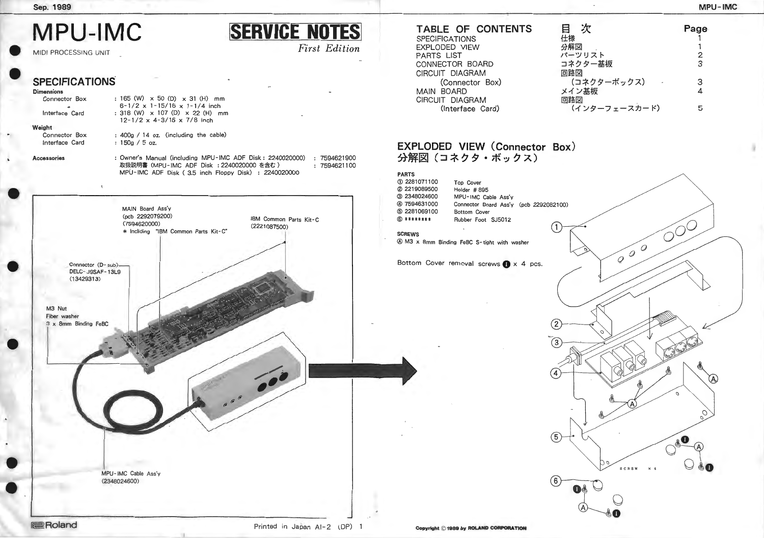Sep. 1989

# MPU-IMC

MIDI PROCESSING UNIT

**SERVICE NOTES**

*First Edition*

## SPECIFICATIONS

**Dimensions**

| | |
|---|---|
| Connector Box | : 165 (W) x 50 (D) x 31 (H) mm<br>6-1/2 x 1-15/16 x 1-1/4 inch |
| Interface Card | : 318 (W) x 107 (D) x 22 (H) mm<br>12-1/2 x 4-3/16 x 7/8 inch |

**Weight**

| | |
|---|---|
| Connector Box | : 400g / 14 oz. (including the cable) |
| Interface Card | : 150g / 5 oz. |

**Accessories** : Owner's Manual (including MPU-IMC ADF Disk : 2240020000) : 7594621900
取扱説明書（MPU-IMC ADF Disk ：2240020000 を含む） : 7594621100
MPU-IMC ADF Disk ( 3.5 inch Floppy Disk) : 2240020000

MAIN Board Ass'y
(pcb 2292079200)
(7594620000)
* Incliding "IBM Common Parts Kit-C"

IBM Common Parts Kit-C
(2221087500)

Connector (D-sub)
DELC-J9SAF-13L9
(13429313)

M3 Nut
Fiber washer
3 x 8mm Binding FeBC

MPU-IMC Cable Ass'y
(2348024600)

| TABLE OF CONTENTS | 目次 | Page |
|---|---|---|
| SPECIFICATIONS | 仕様 | 1 |
| EXPLODED VIEW | 分解図 | 1 |
| PARTS LIST | パーツリスト | 2 |
| CONNECTOR BOARD | コネクター基板 | 3 |
| CIRCUIT DIAGRAM (Connector Box) | 回路図（コネクターボックス） | 3 |
| MAIN BOARD | メイン基板 | 4 |
| CIRCUIT DIAGRAM (Interface Card) | 回路図（インターフェースカード） | 5 |

## EXPLODED VIEW (Connector Box)
## 分解図（コネクタ・ボックス）

**PARTS**

| No. | Part No. | Description |
|---|---|---|
| ① | 2281071100 | Top Cover |
| ② | 2219089500 | Holder # 895 |
| ③ | 2348024600 | MPU-IMC Cable Ass'y |
| ④ | 7594631000 | Connector Board Ass'y (pcb 2292082100) |
| ⑤ | 2281069100 | Bottom Cover |
| ⑥ | ******** | Rubber Foot SJ5012 |

**SCREWS**

Ⓐ M3 x 8mm Binding FeBC S-tight with washer

Bottom Cover removal screws ❶ x 4 pcs.

SCREW x 4

Printed in Japan AI-2 (DP)

Copyright © 1989 by ROLAND CORPORATION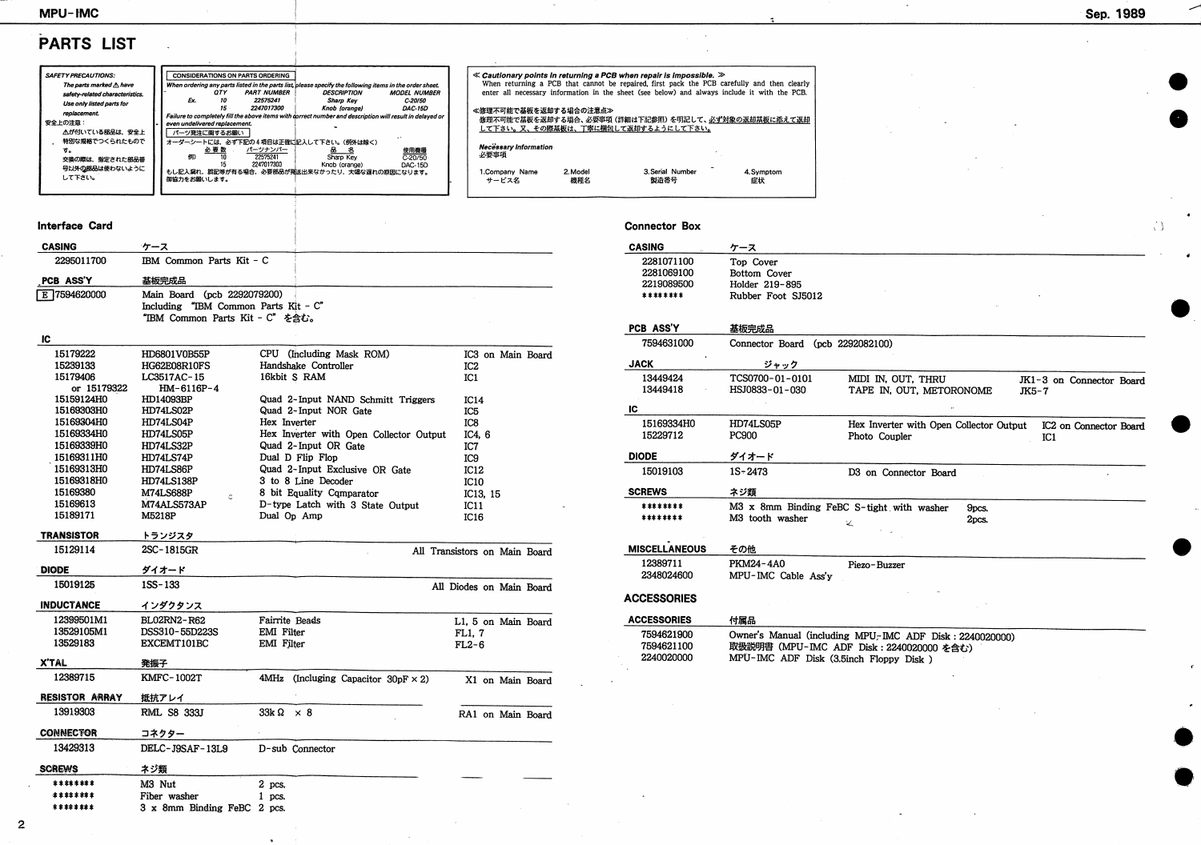# PARTS LIST

*SAFETY PRECAUTIONS:*
*The parts marked ⚠ have safety-related characteristics. Use only listed parts for replacement.*

安全上の注意：
⚠が付いている部品は、安全上特別な規格でつくられたものです。
交換の際は、指定された部品番号以外の部品は使わないようにして下さい。

**CONSIDERATIONS ON PARTS ORDERING**

*When ordering any parts listed in the parts list, please specify the following items in the order sheet.*

| | QTY | PART NUMBER | DESCRIPTION | MODEL NUMBER |
|---|---|---|---|---|
| Ex. | 10 | 22575241 | Sharp Key | C-20/50 |
| | 15 | 2247017300 | Knob (orange) | DAC-15D |

*Failure to completely fill the above items with correct number and description will result in delayed or even undelivered replacement.*

**パーツ発注に関するお願い**

オーダーシートには、必ず下記の４項目は正確に記入して下さい。（例外は除く）

| | 必要数 | パーツナンバー | 品名 | 使用機種 |
|---|---|---|---|---|
| 例） | 10 | 22575241 | Sharp Key | C-20/50 |
| | 15 | 2247017300 | Knob (orange) | DAC-15D |

もし記入漏れ、誤記等がある場合、必要部品が発送出来なかったり、大幅な遅れの原因になります。御協力をお願いします。

*≪Cautionary points in returning a PCB when repair is impossible.≫*
When returning a PCB that cannot be repaired, first pack the PCB carefully and then clearly enter all necessary information in the sheet (see below) and always include it with the PCB.

≪修理不可能で基板を返却する場合の注意点≫
修理不可能で基板を返却する場合、必要事項（詳細は下記参照）を明記して、必ず対象の返却基板に添えて返却して下さい。又、その際基板は、丁寧に梱包して返却するようにして下さい。

*Necessary Information*
必要事項

1.Company Name サービス名　2.Model 機種名　3.Serial Number 製造番号　4.Symptom 症状

## Interface Card

| | | | |
|---|---|---|---|
| **CASING** | ケース | | |
| 2295011700 | IBM Common Parts Kit - C | | |
| **PCB ASS'Y** | 基板完成品 | | |
| E 7594620000 | Main Board (pcb 2292079200) Including "IBM Common Parts Kit - C" "IBM Common Parts Kit - C" を含む。 | | |
| **IC** | | | |
| 15179222 | HD6801V0B55P | CPU (Including Mask ROM) | IC3 on Main Board |
| 15239133 | HG62E08R10FS | Handshake Controller | IC2 |
| 15179406 or 15179322 | LC3517AC-15 HM-6116P-4 | 16kbit S RAM | IC1 |
| 15159124H0 | HD14093BP | Quad 2-Input NAND Schmitt Triggers | IC14 |
| 15169303H0 | HD74LS02P | Quad 2-Input NOR Gate | IC5 |
| 15169304H0 | HD74LS04P | Hex Inverter | IC8 |
| 15169334H0 | HD74LS05P | Hex Inverter with Open Collector Output | IC4, 6 |
| 15169339H0 | HD74LS32P | Quad 2-Input OR Gate | IC7 |
| 15169311H0 | HD74LS74P | Dual D Flip Flop | IC9 |
| 15169313H0 | HD74LS86P | Quad 2-Input Exclusive OR Gate | IC12 |
| 15169318H0 | HD74LS138P | 3 to 8 Line Decoder | IC10 |
| 15169380 | M74LS688P | 8 bit Equality Cqmparator | IC13, 15 |
| 15169613 | M74ALS573AP | D-type Latch with 3 State Output | IC11 |
| 15189171 | M5218P | Dual Op Amp | IC16 |
| **TRANSISTOR** | トランジスタ | | |
| 15129114 | 2SC-1815GR | | All Transistors on Main Board |
| **DIODE** | ダイオード | | |
| 15019125 | 1SS-133 | | All Diodes on Main Board |
| **INDUCTANCE** | インダクタンス | | |
| 12399501M1 | BL02RN2-R62 | Fairrite Beads | L1, 5 on Main Board |
| 13529105M1 | DSS310-55D223S | EMI Filter | FL1, 7 |
| 13529183 | EXCEMT101BC | EMI Filter | FL2-6 |
| **X'TAL** | 発振子 | | |
| 12389715 | KMFC-1002T | 4MHz (Incluging Capacitor 30pF × 2) | X1 on Main Board |
| **RESISTOR ARRAY** | 抵抗アレイ | | |
| 13919303 | RML S8 333J | 33kΩ × 8 | RA1 on Main Board |
| **CONNECTOR** | コネクター | | |
| 13429313 | DELC-J9SAF-13L9 | D-sub Connector | |
| **SCREWS** | ネジ類 | | |
| ******* | M3 Nut | 2 pcs. | |
| ******* | Fiber washer | 1 pcs. | |
| ******* | 3 x 8mm Binding FeBC | 2 pcs. | |

## Connector Box

| | | | |
|---|---|---|---|
| **CASING** | ケース | | |
| 2281071100 | Top Cover | | |
| 2281069100 | Bottom Cover | | |
| 2219089500 | Holder 219-895 | | |
| ******* | Rubber Foot SJ5012 | | |
| **PCB ASS'Y** | 基板完成品 | | |
| 7594631000 | Connector Board (pcb 2292082100) | | |
| **JACK** | ジャック | | |
| 13449424 | TCS0700-01-0101 | MIDI IN, OUT, THRU | JK1-3 on Connector Board |
| 13449418 | HSJ0833-01-030 | TAPE IN, OUT, METORONOME | JK5-7 |
| **IC** | | | |
| 15169334H0 | HD74LS05P | Hex Inverter with Open Collector Output | IC2 on Connector Board |
| 15229712 | PC900 | Photo Coupler | IC1 |
| **DIODE** | ダイオード | | |
| 15019103 | 1S-2473 | D3 on Connector Board | |
| **SCREWS** | ネジ類 | | |
| ******* | M3 x 8mm Binding FeBC S-tight with washer | | 9pcs. |
| ******* | M3 tooth washer | | 2pcs. |
| **MISCELLANEOUS** | その他 | | |
| 12389711 | PKM24-4A0 | Piezo-Buzzer | |
| 2348024600 | MPU-IMC Cable Ass'y | | |

## ACCESSORIES

| | |
|---|---|
| **ACCESSORIES** | 付属品 |
| 7594621900 | Owner's Manual (including MPU-IMC ADF Disk : 2240020000) |
| 7594621100 | 取扱説明書 (MPU-IMC ADF Disk : 2240020000 を含む) |
| 2240020000 | MPU-IMC ADF Disk (3.5inch Floppy Disk ) |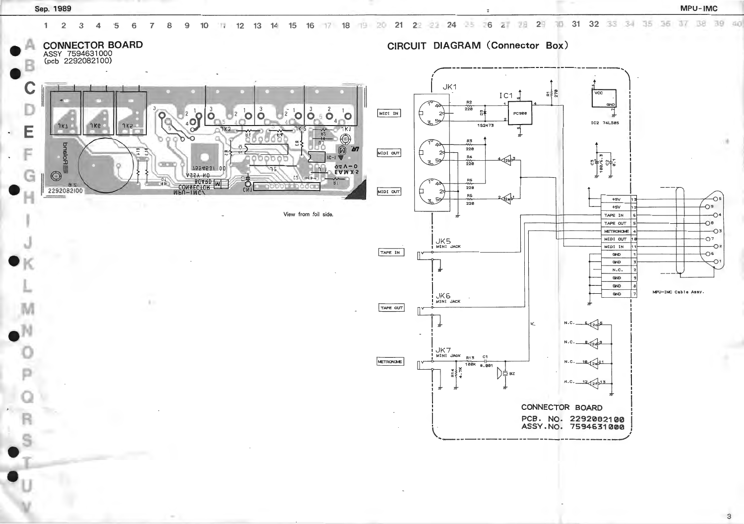## CONNECTOR BOARD

ASSY 7594631000
(pcb 2292082100)

View from foil side.

## CIRCUIT DIAGRAM (Connector Box)

MIDI IN

MIDI OUT

MIDI OUT

TAPE IN

TAPE OUT

METRONOME

JK1

JK5 MINI JACK

JK6 MINI JACK

JK7 MINI JACK

IC1 PC900

IC2 74LS05

MPU-IMC Cable Assy.

| Signal | Pin |
|---|---|
| +5V | 13 |
| +5V | 12 |
| TAPE IN | 6 |
| TAPE OUT | 5 |
| METRONOME | 4 |
| MIDI OUT | 10 |
| MIDI IN | 11 |
| GND | 1 |
| GND | 3 |
| N.C. | 2 |
| GND | 9 |
| GND | 8 |
| GND | 7 |

CONNECTOR BOARD
PCB. NO. 2292082100
ASSY.NO. 7594631000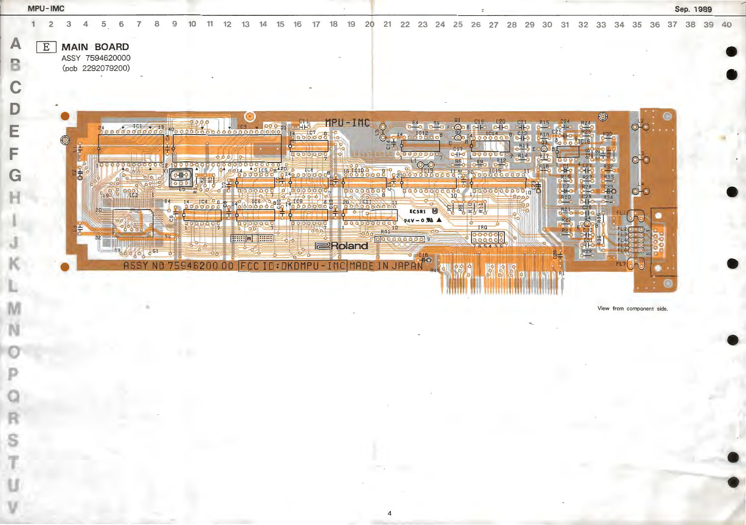# E MAIN BOARD

ASSY 7594620000
(pcb 2292079200)

View from component side.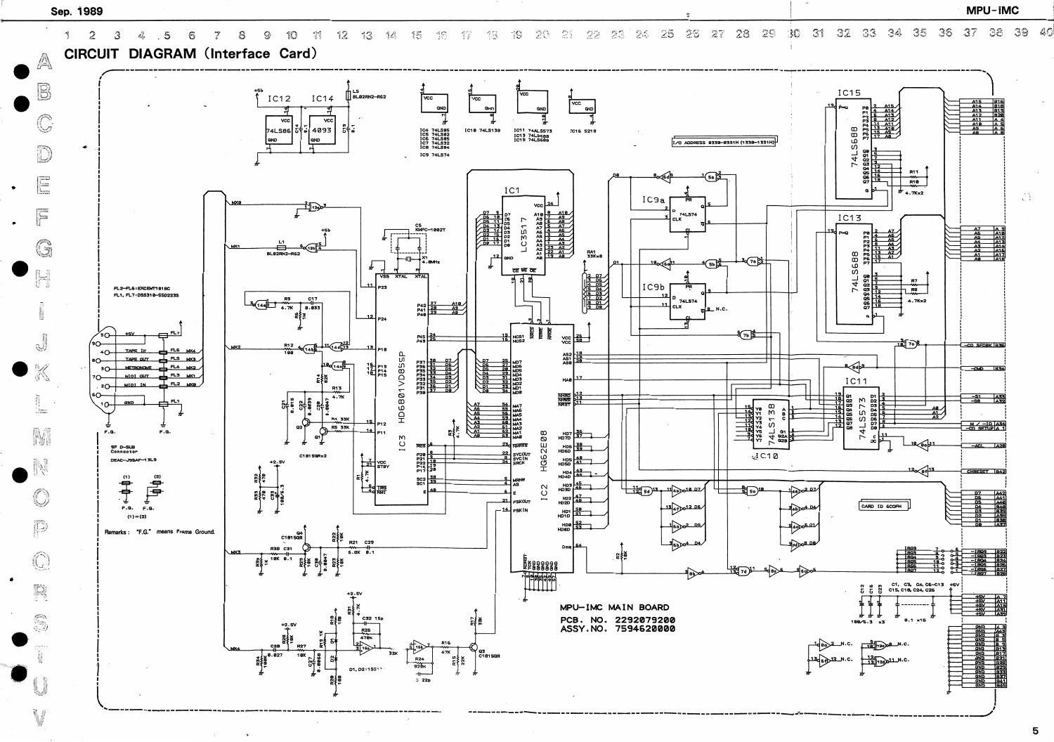## CIRCUIT DIAGRAM (Interface Card)

MPU-IMC MAIN BOARD

PCB. NO. 2292079200

ASSY.NO. 7594620000

I/O ADDRESS 0330-0331H (1330-1331H)

FL2-FL6:EXCEMT101BC

FL1, FL7:DSS310-55D223S

9P D-SUB Connector

DEAC-J9SAF-13L9

Remarks: "F.G." means Frame Ground.

IC4 74LS85
IC5 74LS82
IC6 74LS85
IC7 74LS32
IC8 74LS84
IC9 74LS74

IC10 74LS138

IC11 74LS573
IC13 74LS688
IC15 74LS688

IC16 5218

CARD ID 6COFH